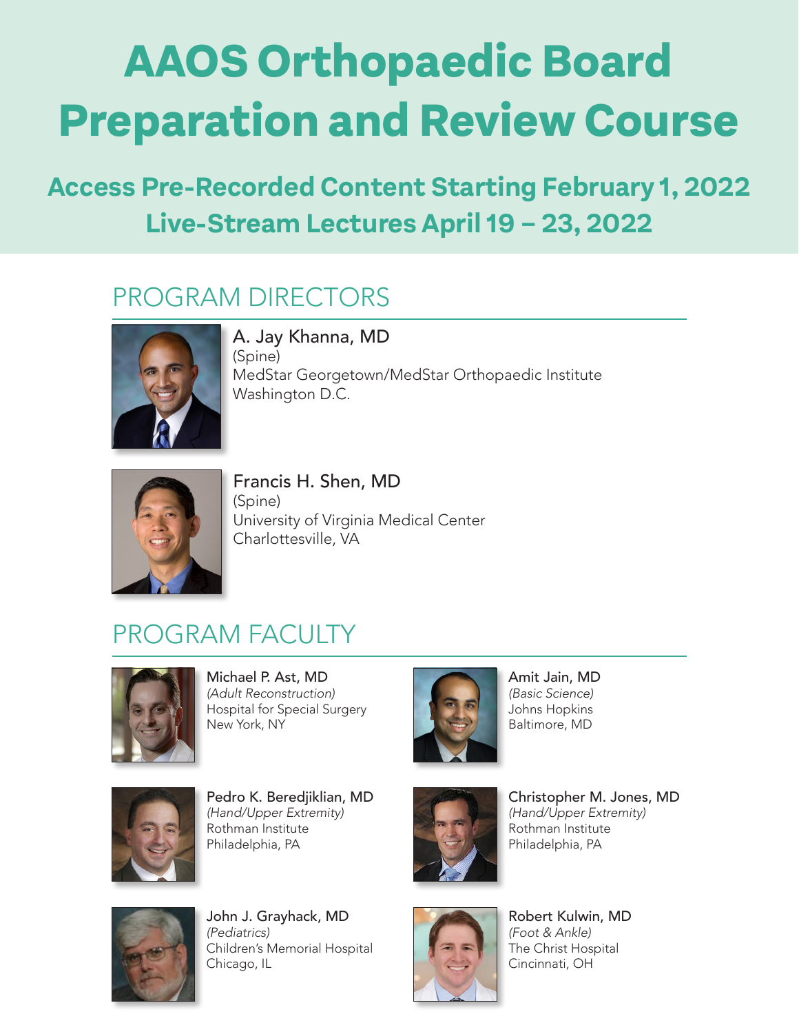# AAOS Orthopaedic Board Preparation and Review Course

## Access Pre-Recorded Content Starting February 1, 2022
## Live-Stream Lectures April 19 – 23, 2022

## PROGRAM DIRECTORS

A. Jay Khanna, MD
(Spine)
MedStar Georgetown/MedStar Orthopaedic Institute
Washington D.C.

Francis H. Shen, MD
(Spine)
University of Virginia Medical Center
Charlottesville, VA

## PROGRAM FACULTY

Michael P. Ast, MD
*(Adult Reconstruction)*
Hospital for Special Surgery
New York, NY

Amit Jain, MD
*(Basic Science)*
Johns Hopkins
Baltimore, MD

Pedro K. Beredjiklian, MD
*(Hand/Upper Extremity)*
Rothman Institute
Philadelphia, PA

Christopher M. Jones, MD
*(Hand/Upper Extremity)*
Rothman Institute
Philadelphia, PA

John J. Grayhack, MD
*(Pediatrics)*
Children's Memorial Hospital
Chicago, IL

Robert Kulwin, MD
*(Foot & Ankle)*
The Christ Hospital
Cincinnati, OH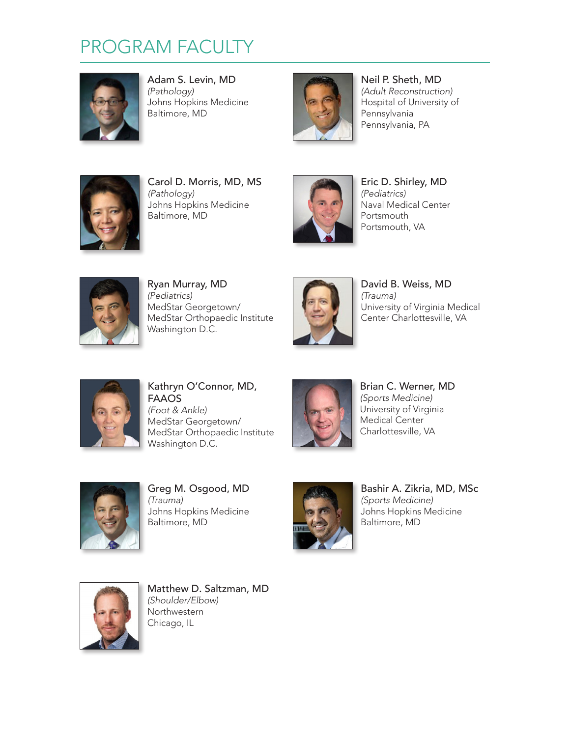# PROGRAM FACULTY

**Adam S. Levin, MD**
*(Pathology)*
Johns Hopkins Medicine
Baltimore, MD

**Neil P. Sheth, MD**
*(Adult Reconstruction)*
Hospital of University of Pennsylvania
Pennsylvania, PA

**Carol D. Morris, MD, MS**
*(Pathology)*
Johns Hopkins Medicine
Baltimore, MD

**Eric D. Shirley, MD**
*(Pediatrics)*
Naval Medical Center Portsmouth
Portsmouth, VA

**Ryan Murray, MD**
*(Pediatrics)*
MedStar Georgetown/
MedStar Orthopaedic Institute
Washington D.C.

**David B. Weiss, MD**
*(Trauma)*
University of Virginia Medical Center Charlottesville, VA

**Kathryn O'Connor, MD, FAAOS**
*(Foot & Ankle)*
MedStar Georgetown/
MedStar Orthopaedic Institute
Washington D.C.

**Brian C. Werner, MD**
*(Sports Medicine)*
University of Virginia Medical Center
Charlottesville, VA

**Greg M. Osgood, MD**
*(Trauma)*
Johns Hopkins Medicine
Baltimore, MD

**Bashir A. Zikria, MD, MSc**
*(Sports Medicine)*
Johns Hopkins Medicine
Baltimore, MD

**Matthew D. Saltzman, MD**
*(Shoulder/Elbow)*
Northwestern
Chicago, IL